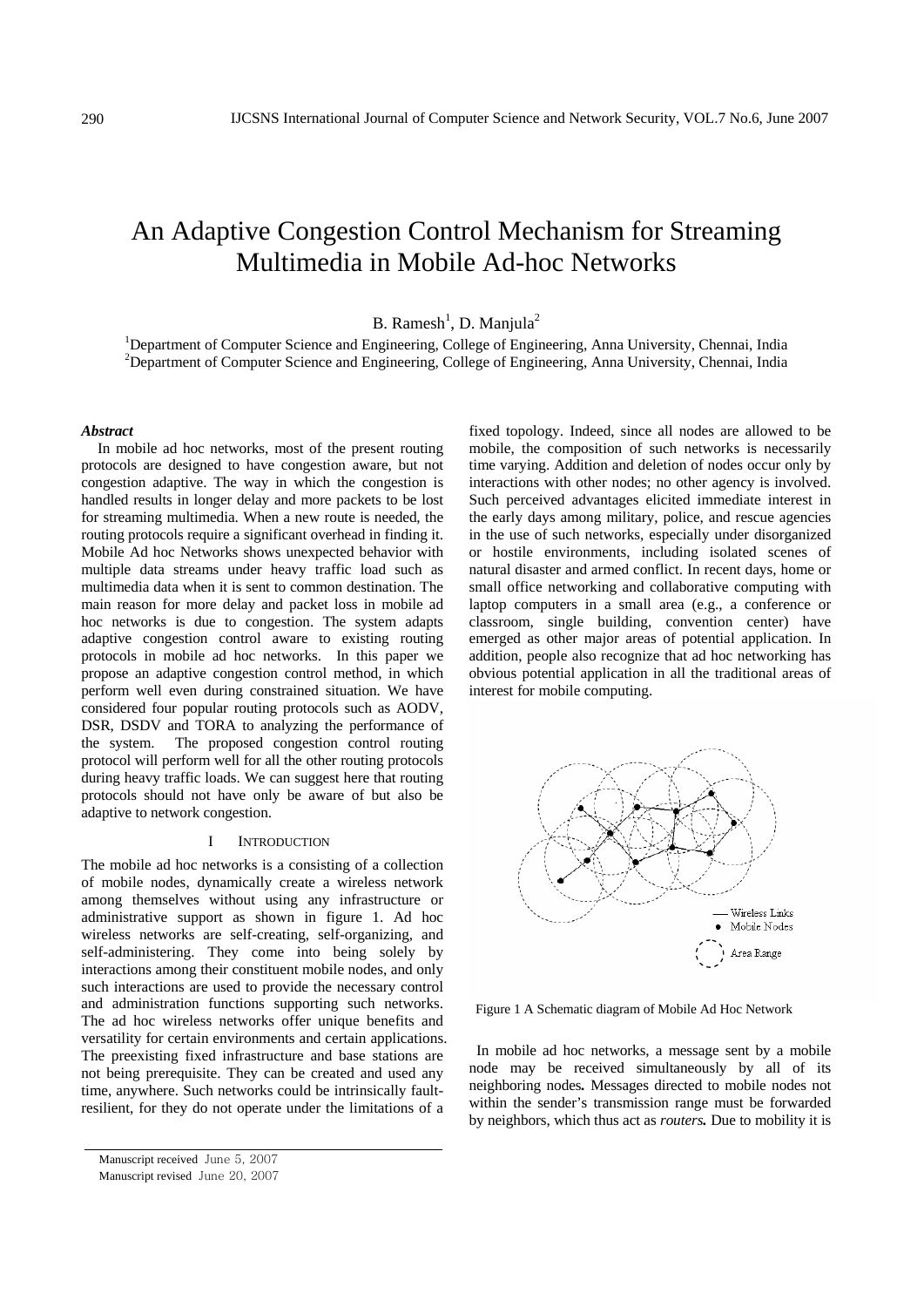# An Adaptive Congestion Control Mechanism for Streaming Multimedia in Mobile Ad-hoc Networks

B. Ramesh[1], D. Manjula[2]

[1]Department of Computer Science and Engineering, College of Engineering, Anna University, Chennai, India
[2]Department of Computer Science and Engineering, College of Engineering, Anna University, Chennai, India

***Abstract***

In mobile ad hoc networks, most of the present routing protocols are designed to have congestion aware, but not congestion adaptive. The way in which the congestion is handled results in longer delay and more packets to be lost for streaming multimedia. When a new route is needed, the routing protocols require a significant overhead in finding it. Mobile Ad hoc Networks shows unexpected behavior with multiple data streams under heavy traffic load such as multimedia data when it is sent to common destination. The main reason for more delay and packet loss in mobile ad hoc networks is due to congestion. The system adapts adaptive congestion control aware to existing routing protocols in mobile ad hoc networks. In this paper we propose an adaptive congestion control method, in which perform well even during constrained situation. We have considered four popular routing protocols such as AODV, DSR, DSDV and TORA to analyzing the performance of the system. The proposed congestion control routing protocol will perform well for all the other routing protocols during heavy traffic loads. We can suggest here that routing protocols should not have only be aware of but also be adaptive to network congestion.

## I INTRODUCTION

The mobile ad hoc networks is a consisting of a collection of mobile nodes, dynamically create a wireless network among themselves without using any infrastructure or administrative support as shown in figure 1. Ad hoc wireless networks are self-creating, self-organizing, and self-administering. They come into being solely by interactions among their constituent mobile nodes, and only such interactions are used to provide the necessary control and administration functions supporting such networks. The ad hoc wireless networks offer unique benefits and versatility for certain environments and certain applications. The preexisting fixed infrastructure and base stations are not being prerequisite. They can be created and used any time, anywhere. Such networks could be intrinsically fault-resilient, for they do not operate under the limitations of a fixed topology. Indeed, since all nodes are allowed to be mobile, the composition of such networks is necessarily time varying. Addition and deletion of nodes occur only by interactions with other nodes; no other agency is involved. Such perceived advantages elicited immediate interest in the early days among military, police, and rescue agencies in the use of such networks, especially under disorganized or hostile environments, including isolated scenes of natural disaster and armed conflict. In recent days, home or small office networking and collaborative computing with laptop computers in a small area (e.g., a conference or classroom, single building, convention center) have emerged as other major areas of potential application. In addition, people also recognize that ad hoc networking has obvious potential application in all the traditional areas of interest for mobile computing.

Figure 1 A Schematic diagram of Mobile Ad Hoc Network

In mobile ad hoc networks, a message sent by a mobile node may be received simultaneously by all of its neighboring nodes**.** Messages directed to mobile nodes not within the sender's transmission range must be forwarded by neighbors, which thus act as *routers***.** Due to mobility it is

Manuscript received June 5, 2007
Manuscript revised June 20, 2007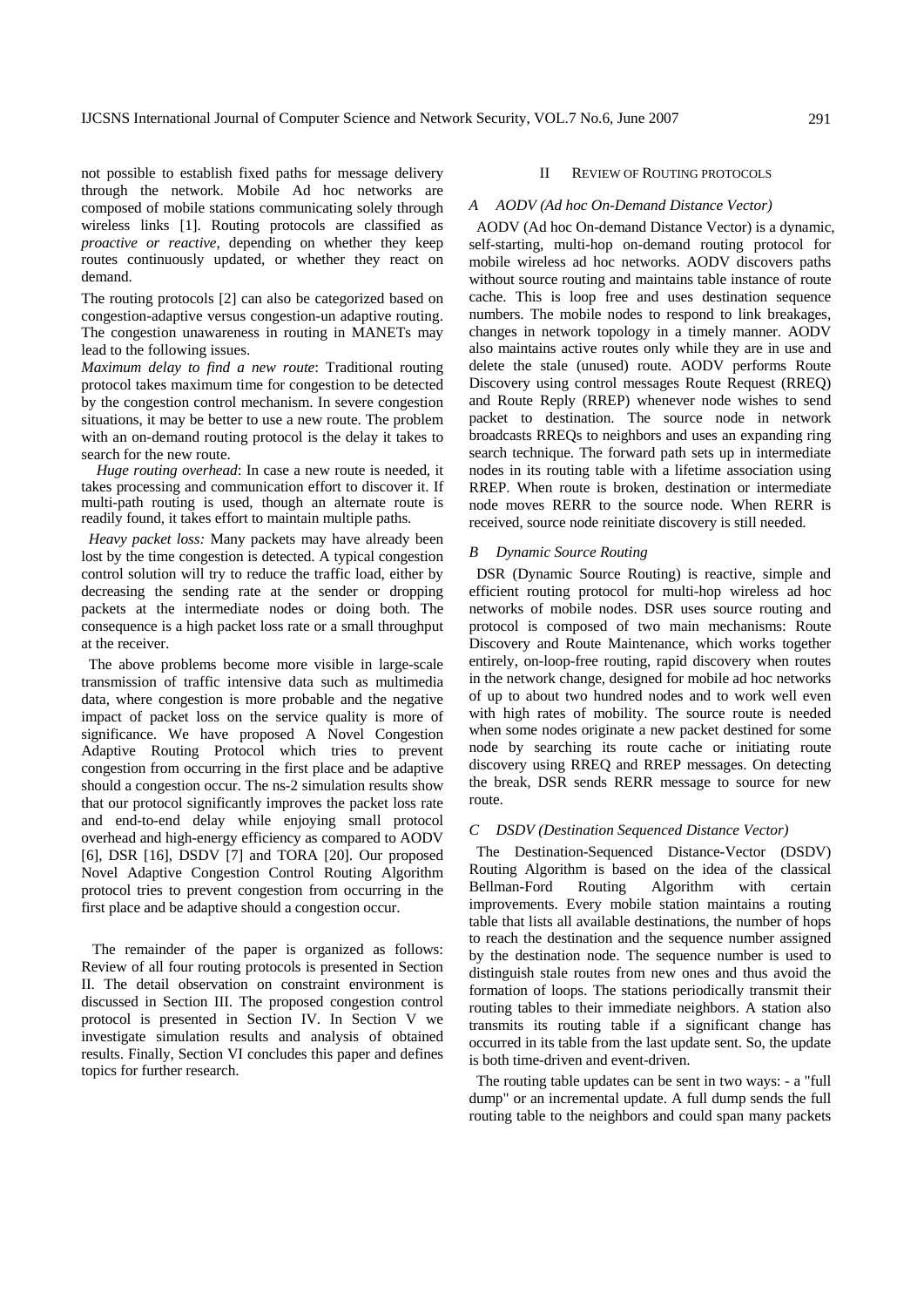not possible to establish fixed paths for message delivery through the network. Mobile Ad hoc networks are composed of mobile stations communicating solely through wireless links [1]. Routing protocols are classified as *proactive or reactive,* depending on whether they keep routes continuously updated, or whether they react on demand.

The routing protocols [2] can also be categorized based on congestion-adaptive versus congestion-un adaptive routing. The congestion unawareness in routing in MANETs may lead to the following issues.

*Maximum delay to find a new route*: Traditional routing protocol takes maximum time for congestion to be detected by the congestion control mechanism. In severe congestion situations, it may be better to use a new route. The problem with an on-demand routing protocol is the delay it takes to search for the new route.

*Huge routing overhead*: In case a new route is needed, it takes processing and communication effort to discover it. If multi-path routing is used, though an alternate route is readily found, it takes effort to maintain multiple paths.

*Heavy packet loss:* Many packets may have already been lost by the time congestion is detected. A typical congestion control solution will try to reduce the traffic load, either by decreasing the sending rate at the sender or dropping packets at the intermediate nodes or doing both. The consequence is a high packet loss rate or a small throughput at the receiver.

The above problems become more visible in large-scale transmission of traffic intensive data such as multimedia data, where congestion is more probable and the negative impact of packet loss on the service quality is more of significance. We have proposed A Novel Congestion Adaptive Routing Protocol which tries to prevent congestion from occurring in the first place and be adaptive should a congestion occur. The ns-2 simulation results show that our protocol significantly improves the packet loss rate and end-to-end delay while enjoying small protocol overhead and high-energy efficiency as compared to AODV [6], DSR [16], DSDV [7] and TORA [20]. Our proposed Novel Adaptive Congestion Control Routing Algorithm protocol tries to prevent congestion from occurring in the first place and be adaptive should a congestion occur.

The remainder of the paper is organized as follows: Review of all four routing protocols is presented in Section II. The detail observation on constraint environment is discussed in Section III. The proposed congestion control protocol is presented in Section IV. In Section V we investigate simulation results and analysis of obtained results. Finally, Section VI concludes this paper and defines topics for further research.

## II REVIEW OF ROUTING PROTOCOLS

### *A AODV (Ad hoc On-Demand Distance Vector)*

AODV (Ad hoc On-demand Distance Vector) is a dynamic, self-starting, multi-hop on-demand routing protocol for mobile wireless ad hoc networks. AODV discovers paths without source routing and maintains table instance of route cache. This is loop free and uses destination sequence numbers. The mobile nodes to respond to link breakages, changes in network topology in a timely manner. AODV also maintains active routes only while they are in use and delete the stale (unused) route. AODV performs Route Discovery using control messages Route Request (RREQ) and Route Reply (RREP) whenever node wishes to send packet to destination. The source node in network broadcasts RREQs to neighbors and uses an expanding ring search technique. The forward path sets up in intermediate nodes in its routing table with a lifetime association using RREP. When route is broken, destination or intermediate node moves RERR to the source node. When RERR is received, source node reinitiate discovery is still needed.

### *B Dynamic Source Routing*

DSR (Dynamic Source Routing) is reactive, simple and efficient routing protocol for multi-hop wireless ad hoc networks of mobile nodes. DSR uses source routing and protocol is composed of two main mechanisms: Route Discovery and Route Maintenance, which works together entirely, on-loop-free routing, rapid discovery when routes in the network change, designed for mobile ad hoc networks of up to about two hundred nodes and to work well even with high rates of mobility. The source route is needed when some nodes originate a new packet destined for some node by searching its route cache or initiating route discovery using RREQ and RREP messages. On detecting the break, DSR sends RERR message to source for new route.

### *C DSDV (Destination Sequenced Distance Vector)*

The Destination-Sequenced Distance-Vector (DSDV) Routing Algorithm is based on the idea of the classical Bellman-Ford Routing Algorithm with certain improvements. Every mobile station maintains a routing table that lists all available destinations, the number of hops to reach the destination and the sequence number assigned by the destination node. The sequence number is used to distinguish stale routes from new ones and thus avoid the formation of loops. The stations periodically transmit their routing tables to their immediate neighbors. A station also transmits its routing table if a significant change has occurred in its table from the last update sent. So, the update is both time-driven and event-driven.

The routing table updates can be sent in two ways: - a "full dump" or an incremental update. A full dump sends the full routing table to the neighbors and could span many packets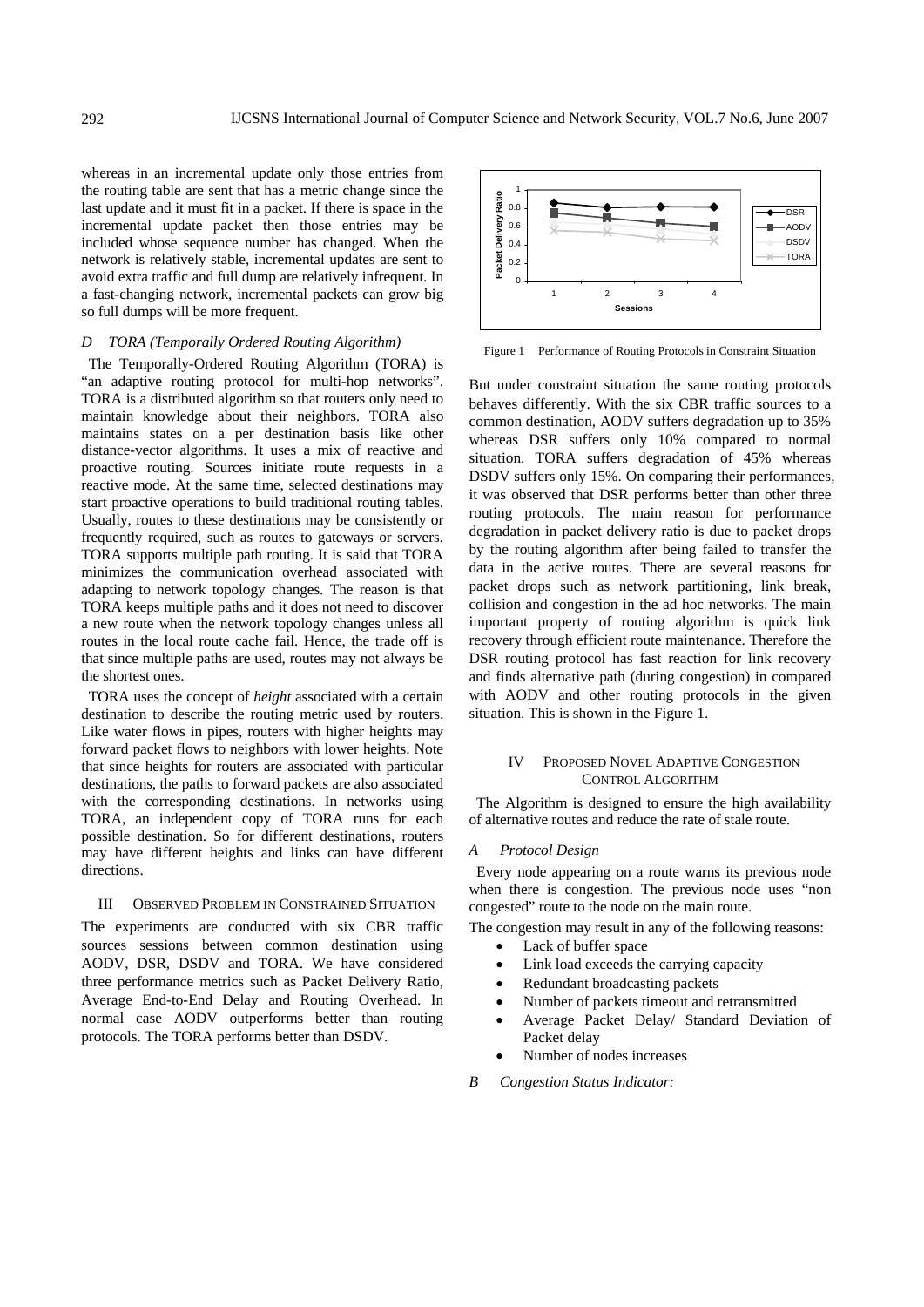whereas in an incremental update only those entries from the routing table are sent that has a metric change since the last update and it must fit in a packet. If there is space in the incremental update packet then those entries may be included whose sequence number has changed. When the network is relatively stable, incremental updates are sent to avoid extra traffic and full dump are relatively infrequent. In a fast-changing network, incremental packets can grow big so full dumps will be more frequent.

### *D TORA (Temporally Ordered Routing Algorithm)*

The Temporally-Ordered Routing Algorithm (TORA) is "an adaptive routing protocol for multi-hop networks". TORA is a distributed algorithm so that routers only need to maintain knowledge about their neighbors. TORA also maintains states on a per destination basis like other distance-vector algorithms. It uses a mix of reactive and proactive routing. Sources initiate route requests in a reactive mode. At the same time, selected destinations may start proactive operations to build traditional routing tables. Usually, routes to these destinations may be consistently or frequently required, such as routes to gateways or servers. TORA supports multiple path routing. It is said that TORA minimizes the communication overhead associated with adapting to network topology changes. The reason is that TORA keeps multiple paths and it does not need to discover a new route when the network topology changes unless all routes in the local route cache fail. Hence, the trade off is that since multiple paths are used, routes may not always be the shortest ones.

TORA uses the concept of *height* associated with a certain destination to describe the routing metric used by routers. Like water flows in pipes, routers with higher heights may forward packet flows to neighbors with lower heights. Note that since heights for routers are associated with particular destinations, the paths to forward packets are also associated with the corresponding destinations. In networks using TORA, an independent copy of TORA runs for each possible destination. So for different destinations, routers may have different heights and links can have different directions.

## III OBSERVED PROBLEM IN CONSTRAINED SITUATION

The experiments are conducted with six CBR traffic sources sessions between common destination using AODV, DSR, DSDV and TORA. We have considered three performance metrics such as Packet Delivery Ratio, Average End-to-End Delay and Routing Overhead. In normal case AODV outperforms better than routing protocols. The TORA performs better than DSDV.

Figure 1 Performance of Routing Protocols in Constraint Situation

But under constraint situation the same routing protocols behaves differently. With the six CBR traffic sources to a common destination, AODV suffers degradation up to 35% whereas DSR suffers only 10% compared to normal situation. TORA suffers degradation of 45% whereas DSDV suffers only 15%. On comparing their performances, it was observed that DSR performs better than other three routing protocols. The main reason for performance degradation in packet delivery ratio is due to packet drops by the routing algorithm after being failed to transfer the data in the active routes. There are several reasons for packet drops such as network partitioning, link break, collision and congestion in the ad hoc networks. The main important property of routing algorithm is quick link recovery through efficient route maintenance. Therefore the DSR routing protocol has fast reaction for link recovery and finds alternative path (during congestion) in compared with AODV and other routing protocols in the given situation. This is shown in the Figure 1.

## IV PROPOSED NOVEL ADAPTIVE CONGESTION CONTROL ALGORITHM

The Algorithm is designed to ensure the high availability of alternative routes and reduce the rate of stale route.

### *A Protocol Design*

Every node appearing on a route warns its previous node when there is congestion. The previous node uses "non congested" route to the node on the main route.

The congestion may result in any of the following reasons:

- Lack of buffer space
- Link load exceeds the carrying capacity
- Redundant broadcasting packets
- Number of packets timeout and retransmitted
- Average Packet Delay/ Standard Deviation of Packet delay
- Number of nodes increases

### *B Congestion Status Indicator:*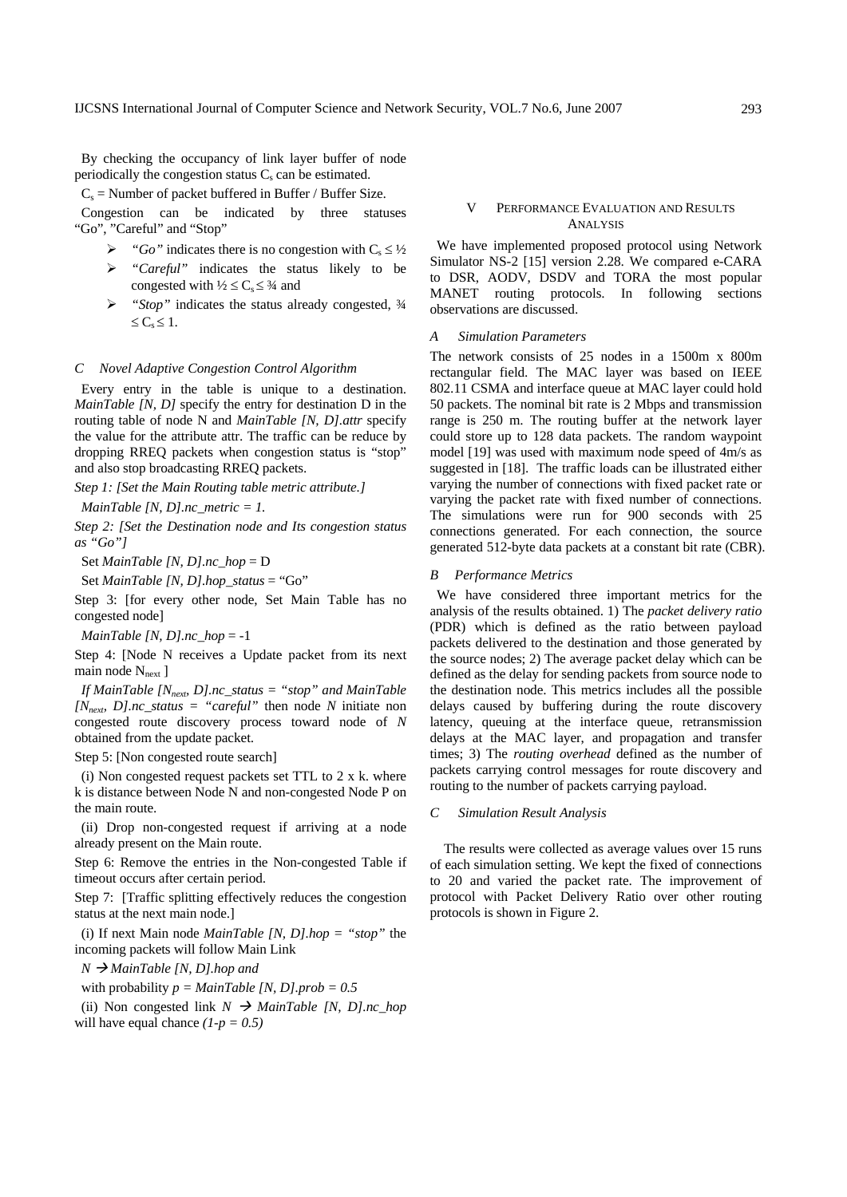By checking the occupancy of link layer buffer of node periodically the congestion status $C_s$ can be estimated.

$C_s$ = Number of packet buffered in Buffer / Buffer Size.

Congestion can be indicated by three statuses "Go", "Careful" and "Stop"

- *"Go"* indicates there is no congestion with $C_s \leq ½$
- *"Careful"* indicates the status likely to be congested with $½ \leq C_s \leq ¾$ and
- *"Stop"* indicates the status already congested, $¾ \leq C_s \leq 1$.

### *C Novel Adaptive Congestion Control Algorithm*

Every entry in the table is unique to a destination. *MainTable [N, D]* specify the entry for destination D in the routing table of node N and *MainTable [N, D].attr* specify the value for the attribute attr. The traffic can be reduce by dropping RREQ packets when congestion status is "stop" and also stop broadcasting RREQ packets.

*Step 1: [Set the Main Routing table metric attribute.]*

*MainTable [N, D].nc_metric = 1.*

*Step 2: [Set the Destination node and Its congestion status as "Go"]*

Set *MainTable [N, D].nc_hop* = D

Set *MainTable [N, D].hop_status* = "Go"

Step 3: [for every other node, Set Main Table has no congested node]

*MainTable [N, D].nc_hop* = -1

Step 4: [Node N receives a Update packet from its next main node $N_{next}$ ]

*If MainTable [$N_{next}$, D].nc_status = "stop" and MainTable [$N_{next}$, D].nc_status = "careful"* then node *N* initiate non congested route discovery process toward node of *N* obtained from the update packet.

Step 5: [Non congested route search]

(i) Non congested request packets set TTL to 2 x k. where k is distance between Node N and non-congested Node P on the main route.

(ii) Drop non-congested request if arriving at a node already present on the Main route.

Step 6: Remove the entries in the Non-congested Table if timeout occurs after certain period.

Step 7: [Traffic splitting effectively reduces the congestion status at the next main node.]

(i) If next Main node *MainTable [N, D].hop = "stop"* the incoming packets will follow Main Link

*N → MainTable [N, D].hop and*

with probability *p = MainTable [N, D].prob = 0.5*

(ii) Non congested link *N → MainTable [N, D].nc_hop* will have equal chance *(1-p = 0.5)*

## V Performance Evaluation and Results Analysis

We have implemented proposed protocol using Network Simulator NS-2 [15] version 2.28. We compared e-CARA to DSR, AODV, DSDV and TORA the most popular MANET routing protocols. In following sections observations are discussed.

### *A Simulation Parameters*

The network consists of 25 nodes in a 1500m x 800m rectangular field. The MAC layer was based on IEEE 802.11 CSMA and interface queue at MAC layer could hold 50 packets. The nominal bit rate is 2 Mbps and transmission range is 250 m. The routing buffer at the network layer could store up to 128 data packets. The random waypoint model [19] was used with maximum node speed of 4m/s as suggested in [18]. The traffic loads can be illustrated either varying the number of connections with fixed packet rate or varying the packet rate with fixed number of connections. The simulations were run for 900 seconds with 25 connections generated. For each connection, the source generated 512-byte data packets at a constant bit rate (CBR).

### *B Performance Metrics*

We have considered three important metrics for the analysis of the results obtained. 1) The *packet delivery ratio* (PDR) which is defined as the ratio between payload packets delivered to the destination and those generated by the source nodes; 2) The average packet delay which can be defined as the delay for sending packets from source node to the destination node. This metrics includes all the possible delays caused by buffering during the route discovery latency, queuing at the interface queue, retransmission delays at the MAC layer, and propagation and transfer times; 3) The *routing overhead* defined as the number of packets carrying control messages for route discovery and routing to the number of packets carrying payload.

### *C Simulation Result Analysis*

The results were collected as average values over 15 runs of each simulation setting. We kept the fixed of connections to 20 and varied the packet rate. The improvement of protocol with Packet Delivery Ratio over other routing protocols is shown in Figure 2.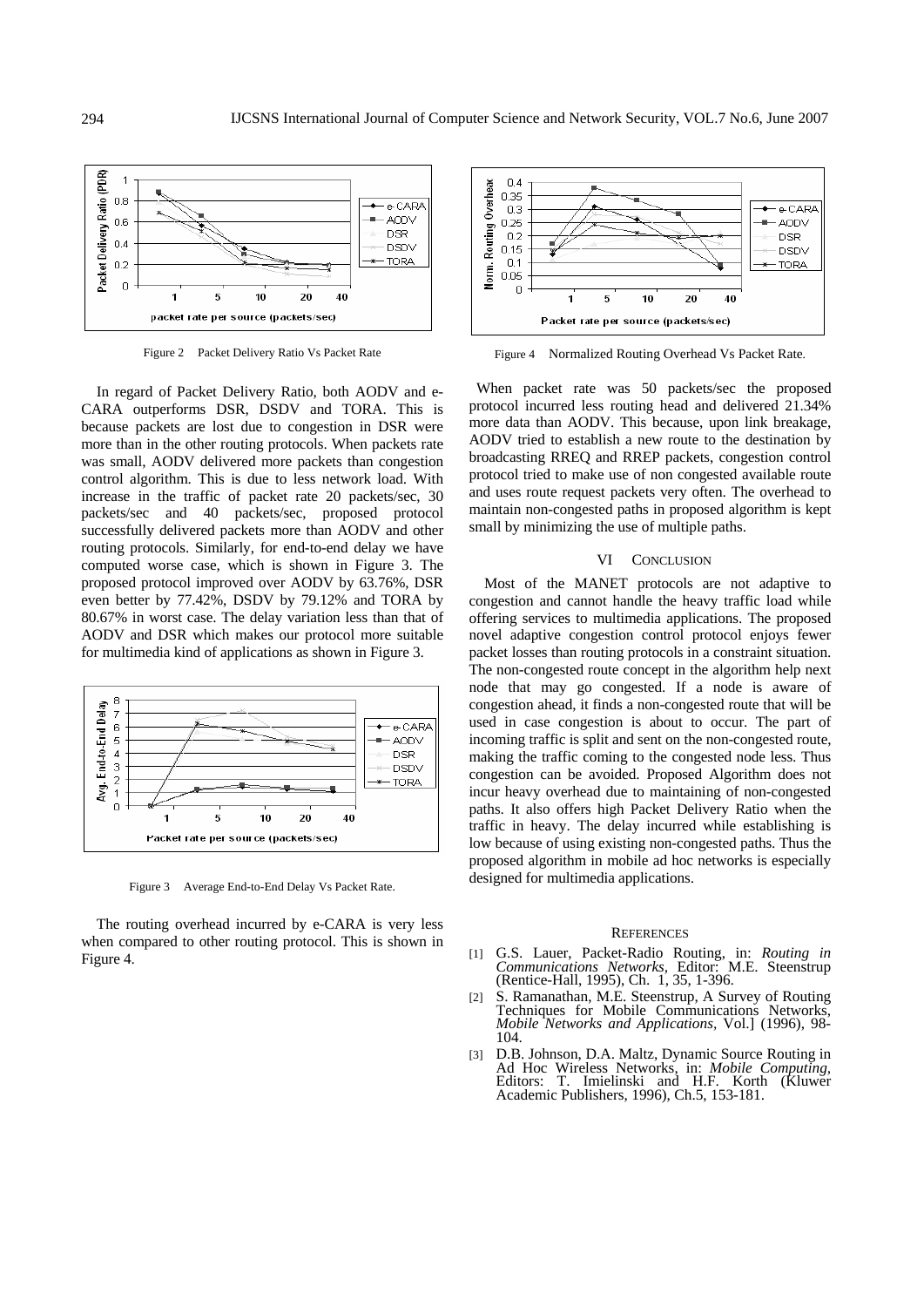Figure 2 Packet Delivery Ratio Vs Packet Rate

In regard of Packet Delivery Ratio, both AODV and e-CARA outperforms DSR, DSDV and TORA. This is because packets are lost due to congestion in DSR were more than in the other routing protocols. When packets rate was small, AODV delivered more packets than congestion control algorithm. This is due to less network load. With increase in the traffic of packet rate 20 packets/sec, 30 packets/sec and 40 packets/sec, proposed protocol successfully delivered packets more than AODV and other routing protocols. Similarly, for end-to-end delay we have computed worse case, which is shown in Figure 3. The proposed protocol improved over AODV by 63.76%, DSR even better by 77.42%, DSDV by 79.12% and TORA by 80.67% in worst case. The delay variation less than that of AODV and DSR which makes our protocol more suitable for multimedia kind of applications as shown in Figure 3.

Figure 3 Average End-to-End Delay Vs Packet Rate.

The routing overhead incurred by e-CARA is very less when compared to other routing protocol. This is shown in Figure 4.

Figure 4 Normalized Routing Overhead Vs Packet Rate.

When packet rate was 50 packets/sec the proposed protocol incurred less routing head and delivered 21.34% more data than AODV. This because, upon link breakage, AODV tried to establish a new route to the destination by broadcasting RREQ and RREP packets, congestion control protocol tried to make use of non congested available route and uses route request packets very often. The overhead to maintain non-congested paths in proposed algorithm is kept small by minimizing the use of multiple paths.

## VI CONCLUSION

Most of the MANET protocols are not adaptive to congestion and cannot handle the heavy traffic load while offering services to multimedia applications. The proposed novel adaptive congestion control protocol enjoys fewer packet losses than routing protocols in a constraint situation. The non-congested route concept in the algorithm help next node that may go congested. If a node is aware of congestion ahead, it finds a non-congested route that will be used in case congestion is about to occur. The part of incoming traffic is split and sent on the non-congested route, making the traffic coming to the congested node less. Thus congestion can be avoided. Proposed Algorithm does not incur heavy overhead due to maintaining of non-congested paths. It also offers high Packet Delivery Ratio when the traffic in heavy. The delay incurred while establishing is low because of using existing non-congested paths. Thus the proposed algorithm in mobile ad hoc networks is especially designed for multimedia applications.

## REFERENCES

[1] G.S. Lauer, Packet-Radio Routing, in: *Routing in Communications Networks*, Editor: M.E. Steenstrup (Rentice-Hall, 1995), Ch. 1, 35, 1-396.

[2] S. Ramanathan, M.E. Steenstrup, A Survey of Routing Techniques for Mobile Communications Networks, *Mobile Networks and Applications*, Vol.] (1996), 98-104.

[3] D.B. Johnson, D.A. Maltz, Dynamic Source Routing in Ad Hoc Wireless Networks, in: *Mobile Computing*, Editors: T. Imielinski and H.F. Korth (Kluwer Academic Publishers, 1996), Ch.5, 153-181.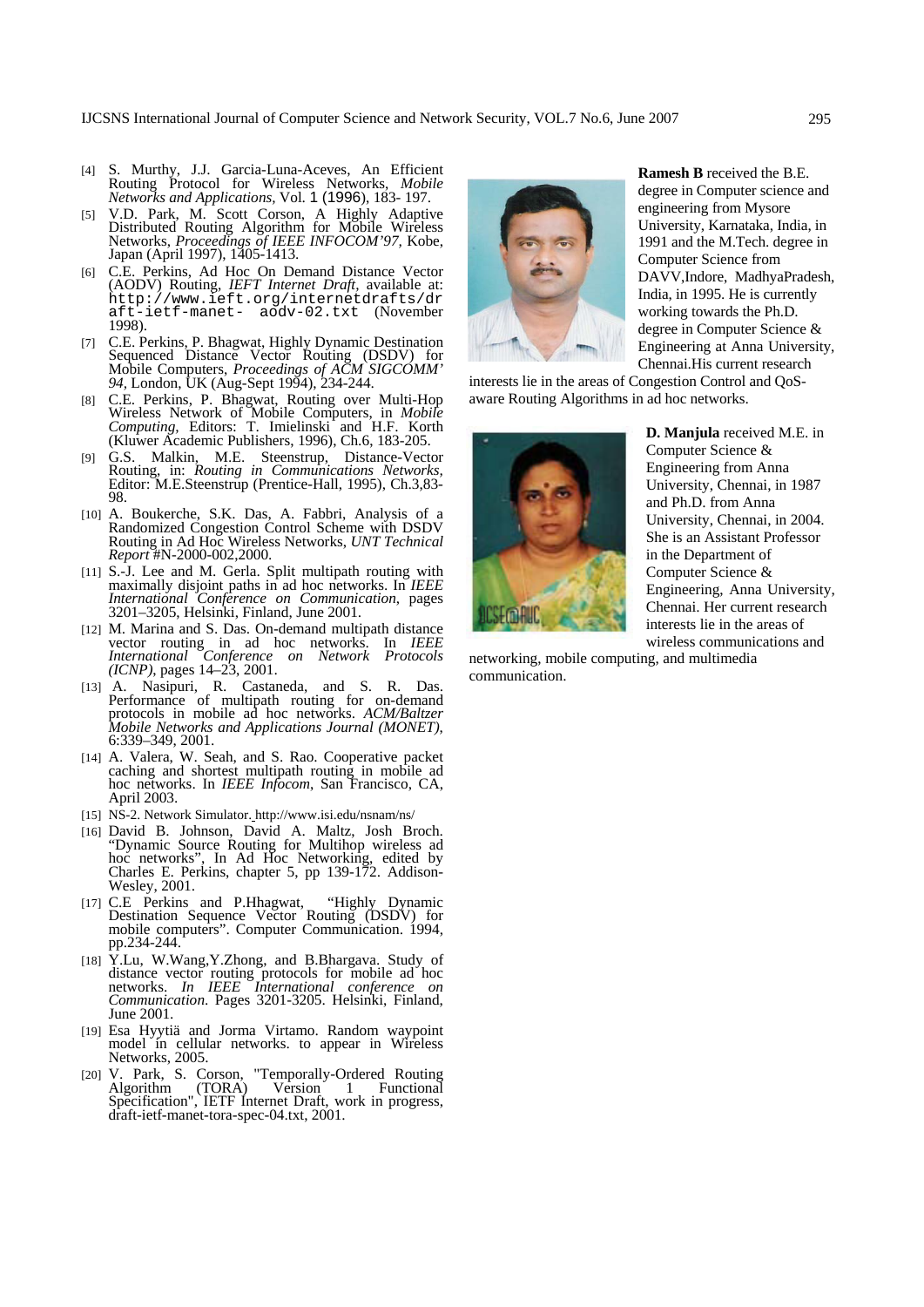- [4] S. Murthy, J.J. Garcia-Luna-Aceves, An Efficient Routing Protocol for Wireless Networks, *Mobile Networks and Applications,* Vol. 1 (1996), 183- 197.
- [5] V.D. Park, M. Scott Corson, A Highly Adaptive Distributed Routing Algorithm for Mobile Wireless Networks, *Proceedings of IEEE INFOCOM'97,* Kobe, Japan (April 1997), 1405-1413.
- [6] C.E. Perkins, Ad Hoc On Demand Distance Vector (AODV) Routing, *IEFT Internet Draft,* available at: http://www.ieft.org/internetdrafts/draft-ietf-manet- aodv-02.txt (November 1998).
- [7] C.E. Perkins, P. Bhagwat, Highly Dynamic Destination Sequenced Distance Vector Routing (DSDV) for Mobile Computers, *Proceedings of ACM SIGCOMM' 94,* London, UK (Aug-Sept 1994), 234-244.
- [8] C.E. Perkins, P. Bhagwat, Routing over Multi-Hop Wireless Network of Mobile Computers, in *Mobile Computing,* Editors: T. Imielinski and H.F. Korth (Kluwer Academic Publishers, 1996), Ch.6, 183-205.
- [9] G.S. Malkin, M.E. Steenstrup, Distance-Vector Routing, in: *Routing in Communications Networks,* Editor: M.E.Steenstrup (Prentice-Hall, 1995), Ch.3,83-98.
- [10] A. Boukerche, S.K. Das, A. Fabbri, Analysis of a Randomized Congestion Control Scheme with DSDV Routing in Ad Hoc Wireless Networks, *UNT Technical Report* #N-2000-002,2000.
- [11] S.-J. Lee and M. Gerla. Split multipath routing with maximally disjoint paths in ad hoc networks. In *IEEE International Conference on Communication*, pages 3201–3205, Helsinki, Finland, June 2001.
- [12] M. Marina and S. Das. On-demand multipath distance vector routing in ad hoc networks. In *IEEE International Conference on Network Protocols (ICNP)*, pages 14–23, 2001.
- [13] A. Nasipuri, R. Castaneda, and S. R. Das. Performance of multipath routing for on-demand protocols in mobile ad hoc networks. *ACM/Baltzer Mobile Networks and Applications Journal (MONET),* 6:339–349, 2001.
- [14] A. Valera, W. Seah, and S. Rao. Cooperative packet caching and shortest multipath routing in mobile ad hoc networks. In *IEEE Infocom*, San Francisco, CA, April 2003.
- [15] NS-2. Network Simulator. http://www.isi.edu/nsnam/ns/
- [16] David B. Johnson, David A. Maltz, Josh Broch. "Dynamic Source Routing for Multihop wireless ad hoc networks", In Ad Hoc Networking, edited by Charles E. Perkins, chapter 5, pp 139-172. Addison-Wesley, 2001.
- [17] C.E Perkins and P.Hhagwat, "Highly Dynamic Destination Sequence Vector Routing (DSDV) for mobile computers". Computer Communication. 1994, pp.234-244.
- [18] Y.Lu, W.Wang,Y.Zhong, and B.Bhargava. Study of distance vector routing protocols for mobile ad hoc networks. *In IEEE International conference on Communication.* Pages 3201-3205. Helsinki, Finland, June 2001.
- [19] Esa Hyytiä and Jorma Virtamo. Random waypoint model in cellular networks. to appear in Wireless Networks, 2005.
- [20] V. Park, S. Corson, "Temporally-Ordered Routing Algorithm (TORA) Version 1 Functional Specification", IETF Internet Draft, work in progress, draft-ietf-manet-tora-spec-04.txt, 2001.

**Ramesh B** received the B.E. degree in Computer science and engineering from Mysore University, Karnataka, India, in 1991 and the M.Tech. degree in Computer Science from DAVV,Indore, MadhyaPradesh, India, in 1995. He is currently working towards the Ph.D. degree in Computer Science & Engineering at Anna University, Chennai.His current research interests lie in the areas of Congestion Control and QoS-aware Routing Algorithms in ad hoc networks.

**D. Manjula** received M.E. in Computer Science & Engineering from Anna University, Chennai, in 1987 and Ph.D. from Anna University, Chennai, in 2004. She is an Assistant Professor in the Department of Computer Science & Engineering, Anna University, Chennai. Her current research interests lie in the areas of wireless communications and networking, mobile computing, and multimedia communication.